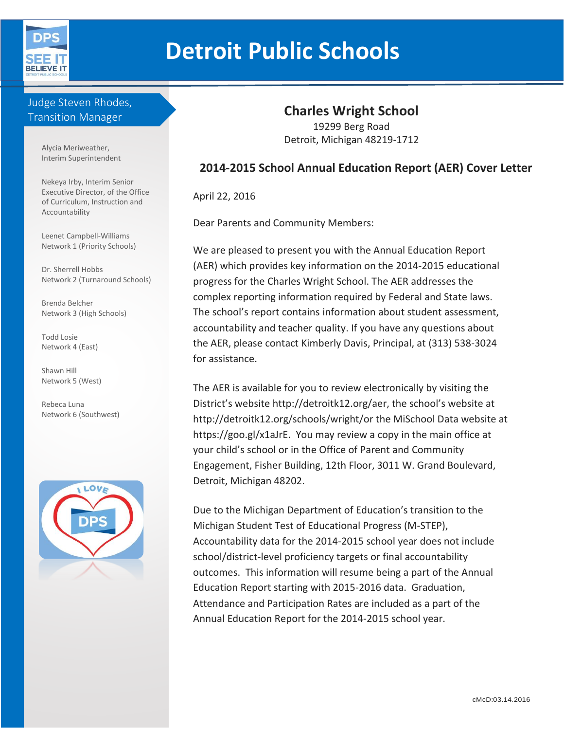# Detroit Public Schools

**Judge Steven Rhodes, Transition Manager**

Alycia Meriweather,
Interim Superintendent

Nekeya Irby, Interim Senior Executive Director, of the Office of Curriculum, Instruction and Accountability

Leenet Campbell-Williams
Network 1 (Priority Schools)

Dr. Sherrell Hobbs
Network 2 (Turnaround Schools)

Brenda Belcher
Network 3 (High Schools)

Todd Losie
Network 4 (East)

Shawn Hill
Network 5 (West)

Rebeca Luna
Network 6 (Southwest)

## Charles Wright School

19299 Berg Road
Detroit, Michigan 48219-1712

### 2014-2015 School Annual Education Report (AER) Cover Letter

April 22, 2016

Dear Parents and Community Members:

We are pleased to present you with the Annual Education Report (AER) which provides key information on the 2014-2015 educational progress for the Charles Wright School. The AER addresses the complex reporting information required by Federal and State laws. The school's report contains information about student assessment, accountability and teacher quality. If you have any questions about the AER, please contact Kimberly Davis, Principal, at (313) 538-3024 for assistance.

The AER is available for you to review electronically by visiting the District's website http://detroitk12.org/aer, the school's website at http://detroitk12.org/schools/wright/or the MiSchool Data website at https://goo.gl/x1aJrE. You may review a copy in the main office at your child's school or in the Office of Parent and Community Engagement, Fisher Building, 12th Floor, 3011 W. Grand Boulevard, Detroit, Michigan 48202.

Due to the Michigan Department of Education's transition to the Michigan Student Test of Educational Progress (M-STEP), Accountability data for the 2014-2015 school year does not include school/district-level proficiency targets or final accountability outcomes. This information will resume being a part of the Annual Education Report starting with 2015-2016 data. Graduation, Attendance and Participation Rates are included as a part of the Annual Education Report for the 2014-2015 school year.

cMcD:03.14.2016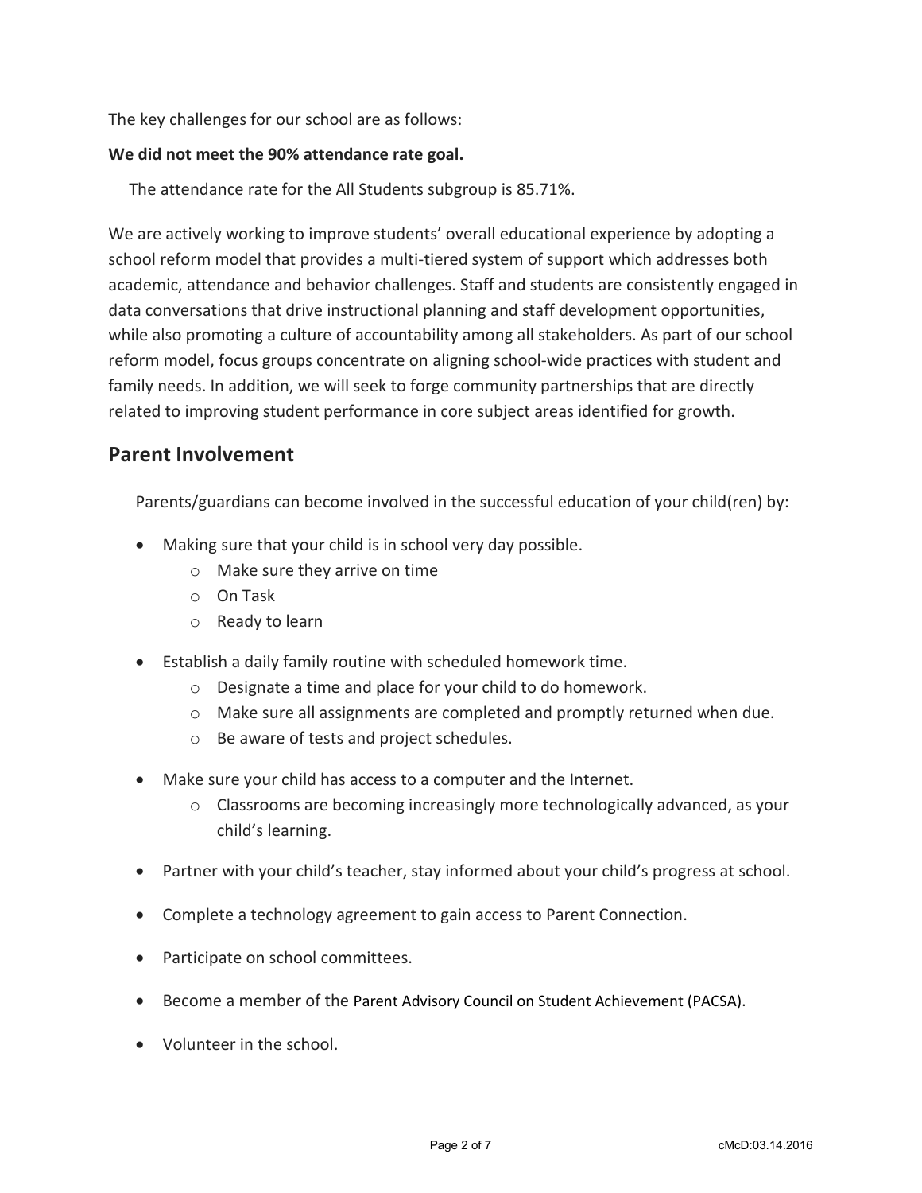The key challenges for our school are as follows:

**We did not meet the 90% attendance rate goal.**

The attendance rate for the All Students subgroup is 85.71%.

We are actively working to improve students' overall educational experience by adopting a school reform model that provides a multi-tiered system of support which addresses both academic, attendance and behavior challenges. Staff and students are consistently engaged in data conversations that drive instructional planning and staff development opportunities, while also promoting a culture of accountability among all stakeholders. As part of our school reform model, focus groups concentrate on aligning school-wide practices with student and family needs. In addition, we will seek to forge community partnerships that are directly related to improving student performance in core subject areas identified for growth.

## Parent Involvement

Parents/guardians can become involved in the successful education of your child(ren) by:

- Making sure that your child is in school very day possible.
  - Make sure they arrive on time
  - On Task
  - Ready to learn
- Establish a daily family routine with scheduled homework time.
  - Designate a time and place for your child to do homework.
  - Make sure all assignments are completed and promptly returned when due.
  - Be aware of tests and project schedules.
- Make sure your child has access to a computer and the Internet.
  - Classrooms are becoming increasingly more technologically advanced, as your child's learning.
- Partner with your child's teacher, stay informed about your child's progress at school.
- Complete a technology agreement to gain access to Parent Connection.
- Participate on school committees.
- Become a member of the Parent Advisory Council on Student Achievement (PACSA).
- Volunteer in the school.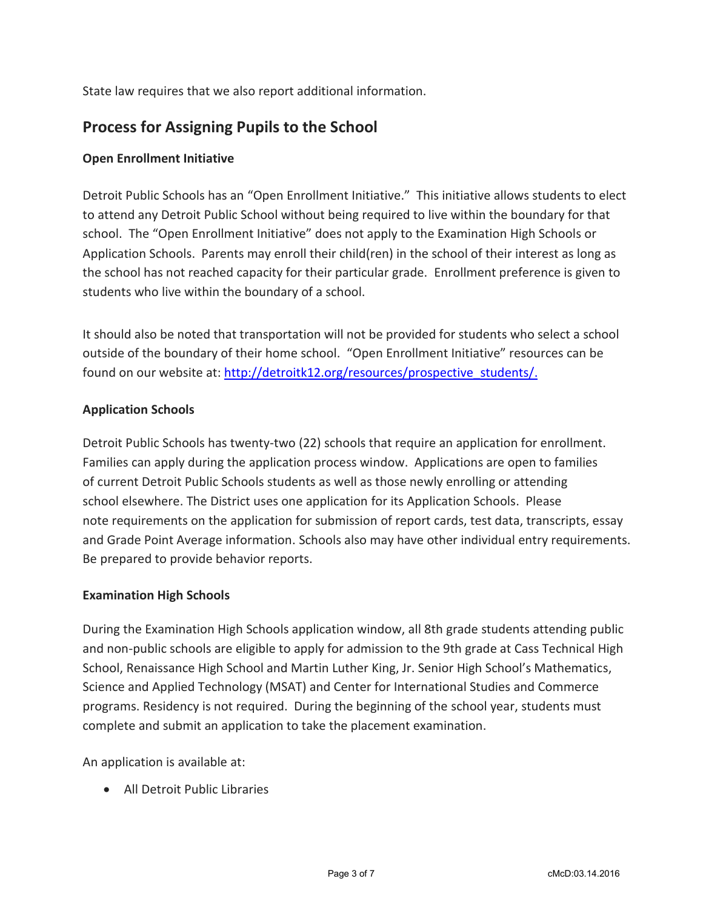State law requires that we also report additional information.

## Process for Assigning Pupils to the School

### Open Enrollment Initiative

Detroit Public Schools has an "Open Enrollment Initiative." This initiative allows students to elect to attend any Detroit Public School without being required to live within the boundary for that school. The "Open Enrollment Initiative" does not apply to the Examination High Schools or Application Schools. Parents may enroll their child(ren) in the school of their interest as long as the school has not reached capacity for their particular grade. Enrollment preference is given to students who live within the boundary of a school.

It should also be noted that transportation will not be provided for students who select a school outside of the boundary of their home school. "Open Enrollment Initiative" resources can be found on our website at: [http://detroitk12.org/resources/prospective_students/.](http://detroitk12.org/resources/prospective_students/)

### Application Schools

Detroit Public Schools has twenty-two (22) schools that require an application for enrollment. Families can apply during the application process window. Applications are open to families of current Detroit Public Schools students as well as those newly enrolling or attending school elsewhere. The District uses one application for its Application Schools. Please note requirements on the application for submission of report cards, test data, transcripts, essay and Grade Point Average information. Schools also may have other individual entry requirements. Be prepared to provide behavior reports.

### Examination High Schools

During the Examination High Schools application window, all 8th grade students attending public and non-public schools are eligible to apply for admission to the 9th grade at Cass Technical High School, Renaissance High School and Martin Luther King, Jr. Senior High School's Mathematics, Science and Applied Technology (MSAT) and Center for International Studies and Commerce programs. Residency is not required. During the beginning of the school year, students must complete and submit an application to take the placement examination.

An application is available at:

- All Detroit Public Libraries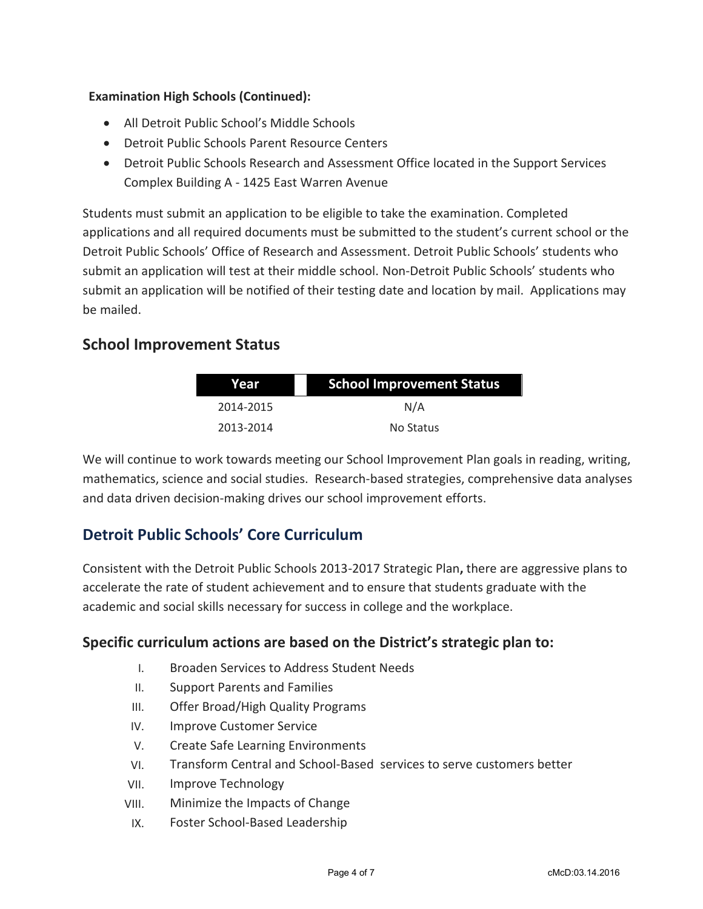**Examination High Schools (Continued):**

- All Detroit Public School's Middle Schools
- Detroit Public Schools Parent Resource Centers
- Detroit Public Schools Research and Assessment Office located in the Support Services Complex Building A - 1425 East Warren Avenue

Students must submit an application to be eligible to take the examination. Completed applications and all required documents must be submitted to the student's current school or the Detroit Public Schools' Office of Research and Assessment. Detroit Public Schools' students who submit an application will test at their middle school. Non-Detroit Public Schools' students who submit an application will be notified of their testing date and location by mail. Applications may be mailed.

## School Improvement Status

| Year | School Improvement Status |
|---|---|
| 2014-2015 | N/A |
| 2013-2014 | No Status |

We will continue to work towards meeting our School Improvement Plan goals in reading, writing, mathematics, science and social studies. Research-based strategies, comprehensive data analyses and data driven decision-making drives our school improvement efforts.

## Detroit Public Schools' Core Curriculum

Consistent with the Detroit Public Schools 2013-2017 Strategic Plan**,** there are aggressive plans to accelerate the rate of student achievement and to ensure that students graduate with the academic and social skills necessary for success in college and the workplace.

### Specific curriculum actions are based on the District's strategic plan to:

I. Broaden Services to Address Student Needs
II. Support Parents and Families
III. Offer Broad/High Quality Programs
IV. Improve Customer Service
V. Create Safe Learning Environments
VI. Transform Central and School-Based services to serve customers better
VII. Improve Technology
VIII. Minimize the Impacts of Change
IX. Foster School-Based Leadership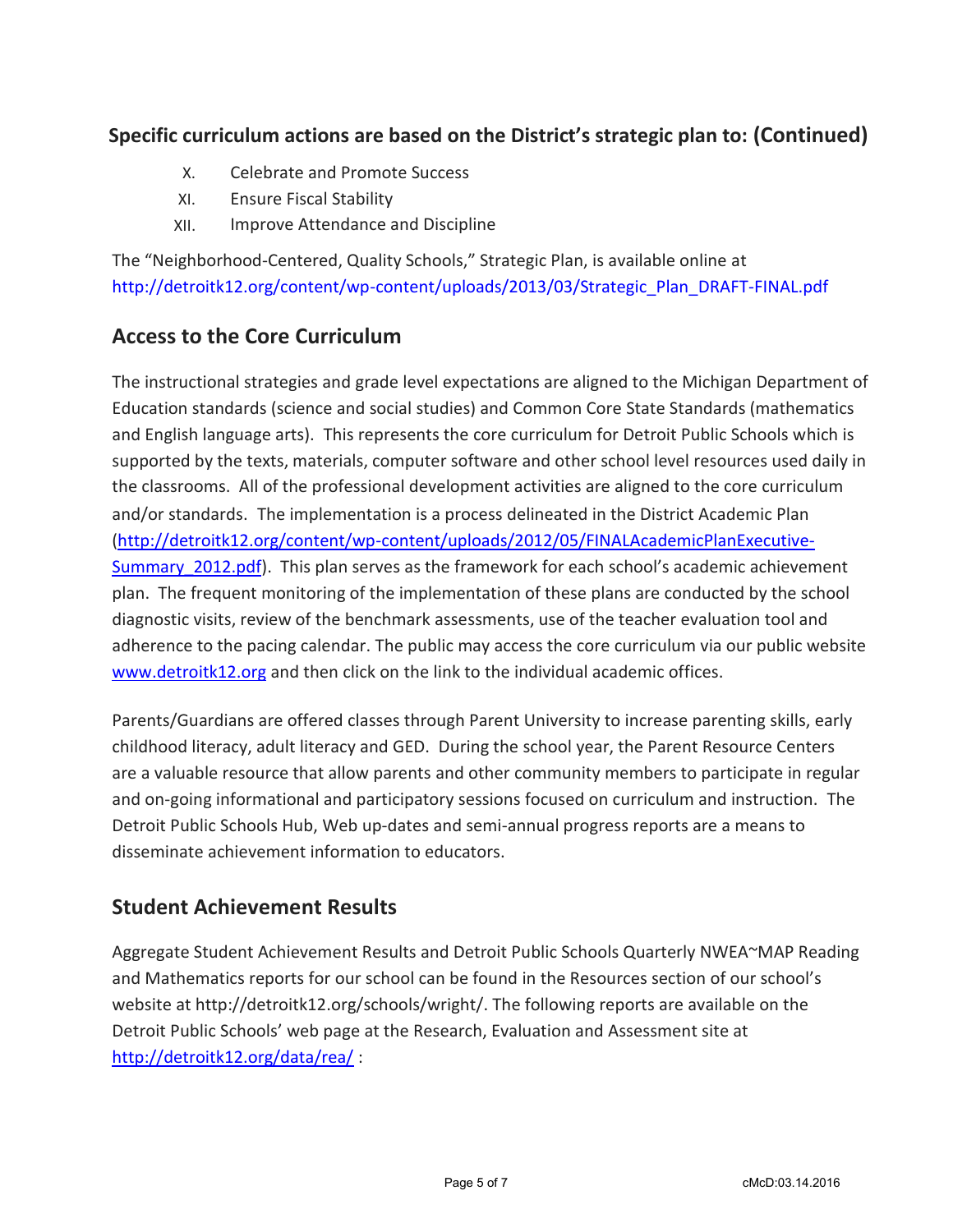## Specific curriculum actions are based on the District's strategic plan to: (Continued)

X. Celebrate and Promote Success
XI. Ensure Fiscal Stability
XII. Improve Attendance and Discipline

The "Neighborhood-Centered, Quality Schools," Strategic Plan, is available online at http://detroitk12.org/content/wp-content/uploads/2013/03/Strategic_Plan_DRAFT-FINAL.pdf

## Access to the Core Curriculum

The instructional strategies and grade level expectations are aligned to the Michigan Department of Education standards (science and social studies) and Common Core State Standards (mathematics and English language arts). This represents the core curriculum for Detroit Public Schools which is supported by the texts, materials, computer software and other school level resources used daily in the classrooms. All of the professional development activities are aligned to the core curriculum and/or standards. The implementation is a process delineated in the District Academic Plan (http://detroitk12.org/content/wp-content/uploads/2012/05/FINALAcademicPlanExecutive-Summary_2012.pdf). This plan serves as the framework for each school's academic achievement plan. The frequent monitoring of the implementation of these plans are conducted by the school diagnostic visits, review of the benchmark assessments, use of the teacher evaluation tool and adherence to the pacing calendar. The public may access the core curriculum via our public website www.detroitk12.org and then click on the link to the individual academic offices.

Parents/Guardians are offered classes through Parent University to increase parenting skills, early childhood literacy, adult literacy and GED. During the school year, the Parent Resource Centers are a valuable resource that allow parents and other community members to participate in regular and on-going informational and participatory sessions focused on curriculum and instruction. The Detroit Public Schools Hub, Web up-dates and semi-annual progress reports are a means to disseminate achievement information to educators.

## Student Achievement Results

Aggregate Student Achievement Results and Detroit Public Schools Quarterly NWEA~MAP Reading and Mathematics reports for our school can be found in the Resources section of our school's website at http://detroitk12.org/schools/wright/. The following reports are available on the Detroit Public Schools' web page at the Research, Evaluation and Assessment site at http://detroitk12.org/data/rea/ :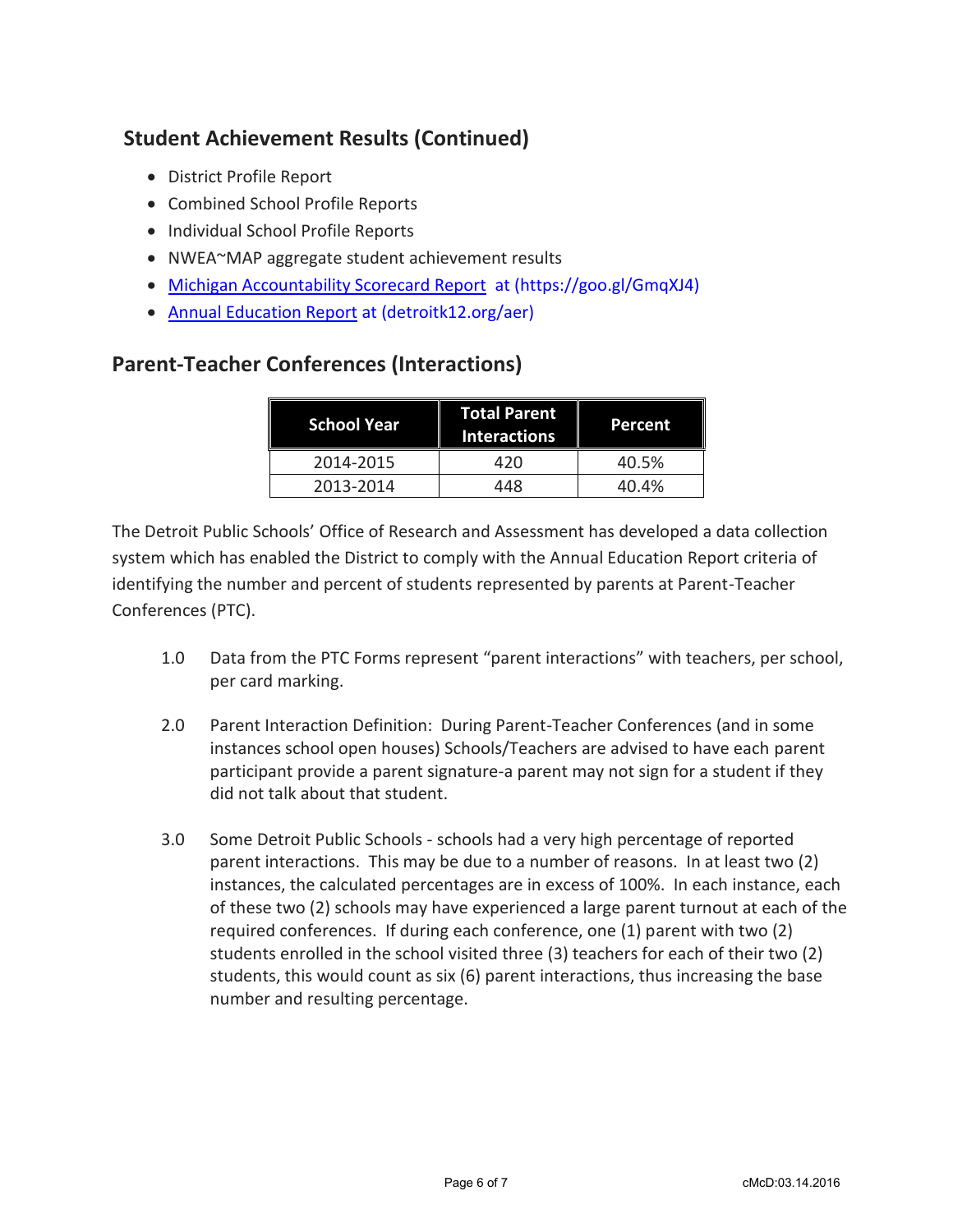## Student Achievement Results (Continued)

- District Profile Report
- Combined School Profile Reports
- Individual School Profile Reports
- NWEA~MAP aggregate student achievement results
- Michigan Accountability Scorecard Report at (https://goo.gl/GmqXJ4)
- Annual Education Report at (detroitk12.org/aer)

## Parent-Teacher Conferences (Interactions)

| School Year | Total Parent Interactions | Percent |
|---|---|---|
| 2014-2015 | 420 | 40.5% |
| 2013-2014 | 448 | 40.4% |

The Detroit Public Schools' Office of Research and Assessment has developed a data collection system which has enabled the District to comply with the Annual Education Report criteria of identifying the number and percent of students represented by parents at Parent-Teacher Conferences (PTC).

1.0 Data from the PTC Forms represent "parent interactions" with teachers, per school, per card marking.

2.0 Parent Interaction Definition: During Parent-Teacher Conferences (and in some instances school open houses) Schools/Teachers are advised to have each parent participant provide a parent signature-a parent may not sign for a student if they did not talk about that student.

3.0 Some Detroit Public Schools - schools had a very high percentage of reported parent interactions. This may be due to a number of reasons. In at least two (2) instances, the calculated percentages are in excess of 100%. In each instance, each of these two (2) schools may have experienced a large parent turnout at each of the required conferences. If during each conference, one (1) parent with two (2) students enrolled in the school visited three (3) teachers for each of their two (2) students, this would count as six (6) parent interactions, thus increasing the base number and resulting percentage.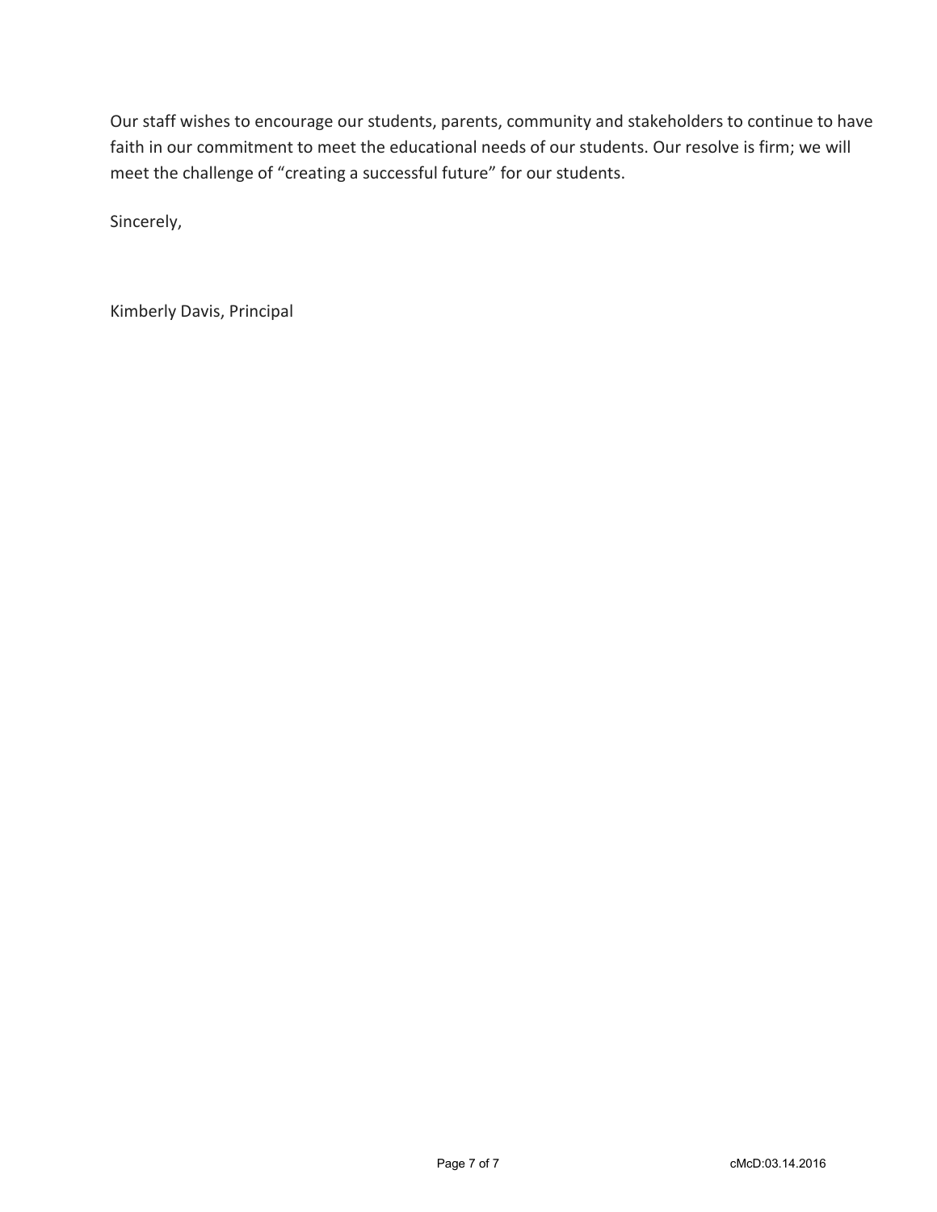Our staff wishes to encourage our students, parents, community and stakeholders to continue to have faith in our commitment to meet the educational needs of our students. Our resolve is firm; we will meet the challenge of "creating a successful future" for our students.

Sincerely,

Kimberly Davis, Principal